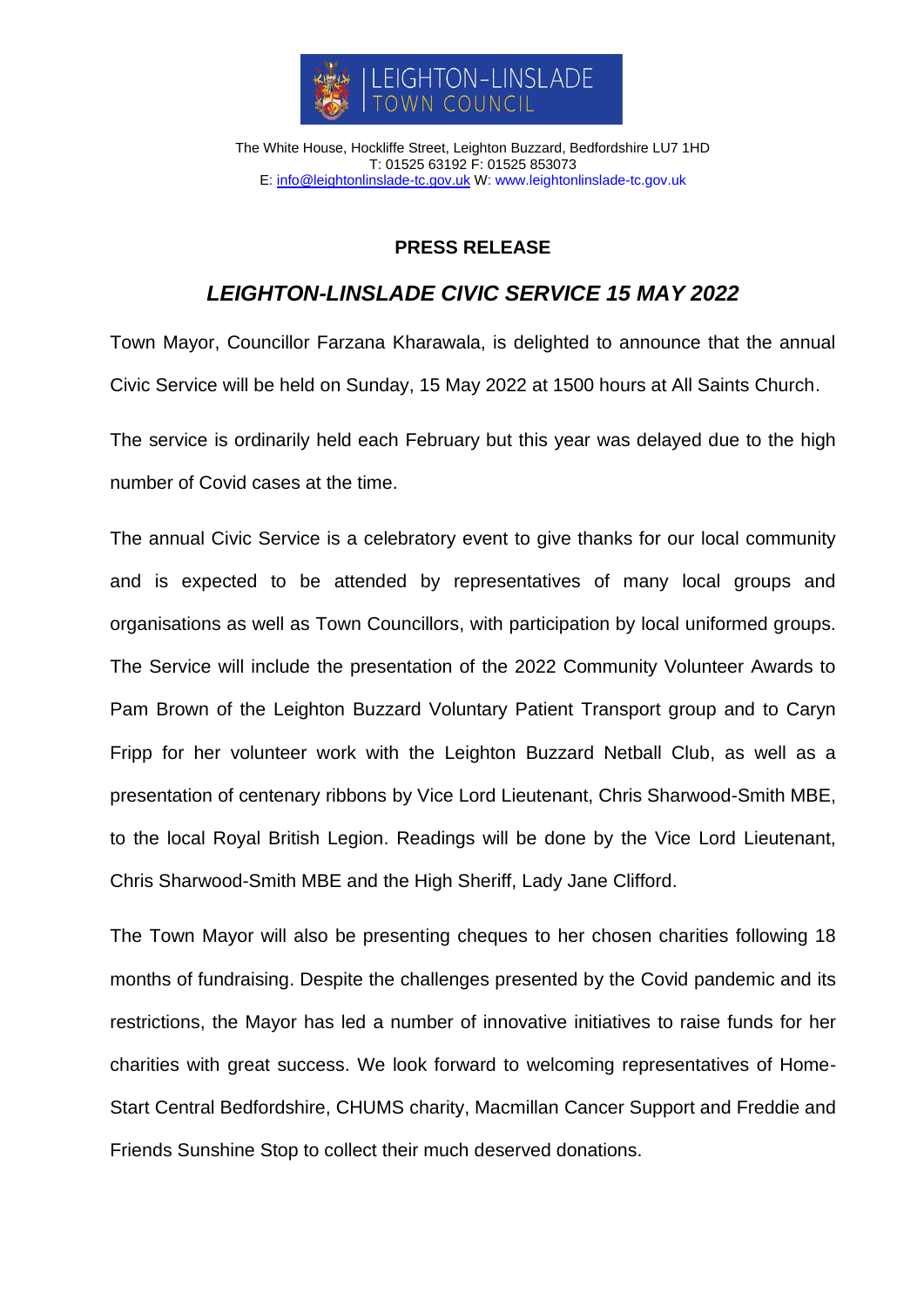LEIGHTON-LINSLADE TOWN COUNCIL

The White House, Hockliffe Street, Leighton Buzzard, Bedfordshire LU7 1HD
T: 01525 63192 F: 01525 853073
E: info@leightonlinslade-tc.gov.uk W: www.leightonlinslade-tc.gov.uk

**PRESS RELEASE**

## *LEIGHTON-LINSLADE CIVIC SERVICE 15 MAY 2022*

Town Mayor, Councillor Farzana Kharawala, is delighted to announce that the annual Civic Service will be held on Sunday, 15 May 2022 at 1500 hours at All Saints Church.

The service is ordinarily held each February but this year was delayed due to the high number of Covid cases at the time.

The annual Civic Service is a celebratory event to give thanks for our local community and is expected to be attended by representatives of many local groups and organisations as well as Town Councillors, with participation by local uniformed groups. The Service will include the presentation of the 2022 Community Volunteer Awards to Pam Brown of the Leighton Buzzard Voluntary Patient Transport group and to Caryn Fripp for her volunteer work with the Leighton Buzzard Netball Club, as well as a presentation of centenary ribbons by Vice Lord Lieutenant, Chris Sharwood-Smith MBE, to the local Royal British Legion. Readings will be done by the Vice Lord Lieutenant, Chris Sharwood-Smith MBE and the High Sheriff, Lady Jane Clifford.

The Town Mayor will also be presenting cheques to her chosen charities following 18 months of fundraising. Despite the challenges presented by the Covid pandemic and its restrictions, the Mayor has led a number of innovative initiatives to raise funds for her charities with great success. We look forward to welcoming representatives of Home-Start Central Bedfordshire, CHUMS charity, Macmillan Cancer Support and Freddie and Friends Sunshine Stop to collect their much deserved donations.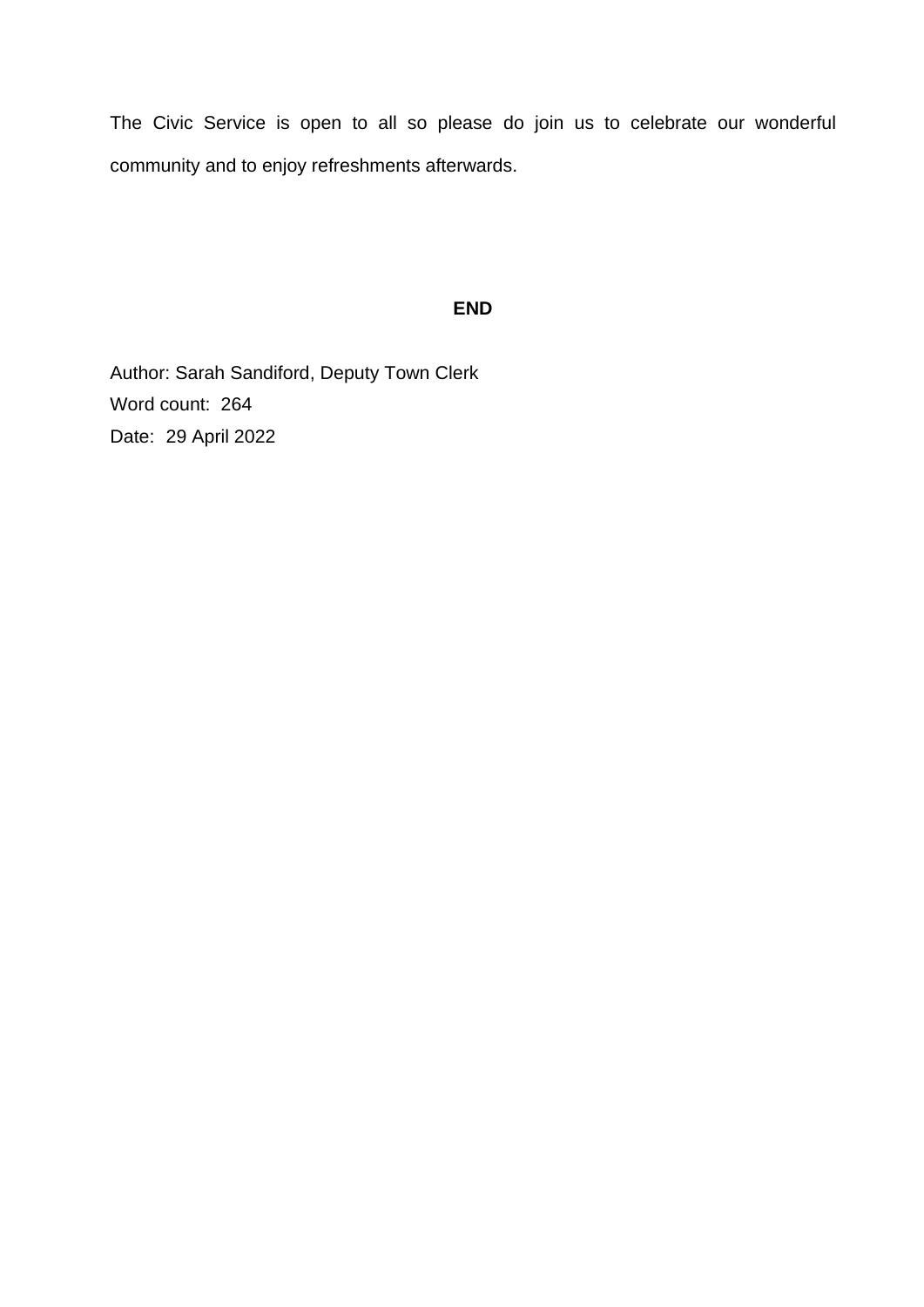The Civic Service is open to all so please do join us to celebrate our wonderful community and to enjoy refreshments afterwards.

**END**

Author: Sarah Sandiford, Deputy Town Clerk
Word count: 264
Date: 29 April 2022